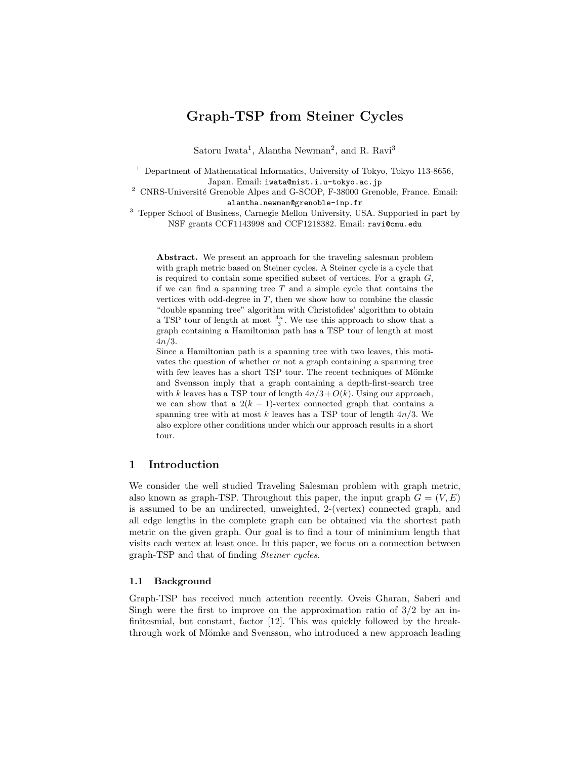# Graph-TSP from Steiner Cycles

Satoru Iwata[1], Alantha Newman[2], and R. Ravi[3]

[1] Department of Mathematical Informatics, University of Tokyo, Tokyo 113-8656, Japan. Email: iwata@mist.i.u-tokyo.ac.jp

[2] CNRS-Université Grenoble Alpes and G-SCOP, F-38000 Grenoble, France. Email: alantha.newman@grenoble-inp.fr

[3] Tepper School of Business, Carnegie Mellon University, USA. Supported in part by NSF grants CCF1143998 and CCF1218382. Email: ravi@cmu.edu

**Abstract.** We present an approach for the traveling salesman problem with graph metric based on Steiner cycles. A Steiner cycle is a cycle that is required to contain some specified subset of vertices. For a graph $G$, if we can find a spanning tree $T$ and a simple cycle that contains the vertices with odd-degree in $T$, then we show how to combine the classic "double spanning tree" algorithm with Christofides' algorithm to obtain a TSP tour of length at most $\frac{4n}{3}$. We use this approach to show that a graph containing a Hamiltonian path has a TSP tour of length at most $4n/3$.

Since a Hamiltonian path is a spanning tree with two leaves, this motivates the question of whether or not a graph containing a spanning tree with few leaves has a short TSP tour. The recent techniques of Mömke and Svensson imply that a graph containing a depth-first-search tree with $k$ leaves has a TSP tour of length $4n/3 + O(k)$. Using our approach, we can show that a $2(k-1)$-vertex connected graph that contains a spanning tree with at most $k$ leaves has a TSP tour of length $4n/3$. We also explore other conditions under which our approach results in a short tour.

## 1 Introduction

We consider the well studied Traveling Salesman problem with graph metric, also known as graph-TSP. Throughout this paper, the input graph $G = (V, E)$ is assumed to be an undirected, unweighted, 2-(vertex) connected graph, and all edge lengths in the complete graph can be obtained via the shortest path metric on the given graph. Our goal is to find a tour of minimium length that visits each vertex at least once. In this paper, we focus on a connection between graph-TSP and that of finding *Steiner cycles*.

### 1.1 Background

Graph-TSP has received much attention recently. Oveis Gharan, Saberi and Singh were the first to improve on the approximation ratio of 3/2 by an infinitesimial, but constant, factor [12]. This was quickly followed by the breakthrough work of Mömke and Svensson, who introduced a new approach leading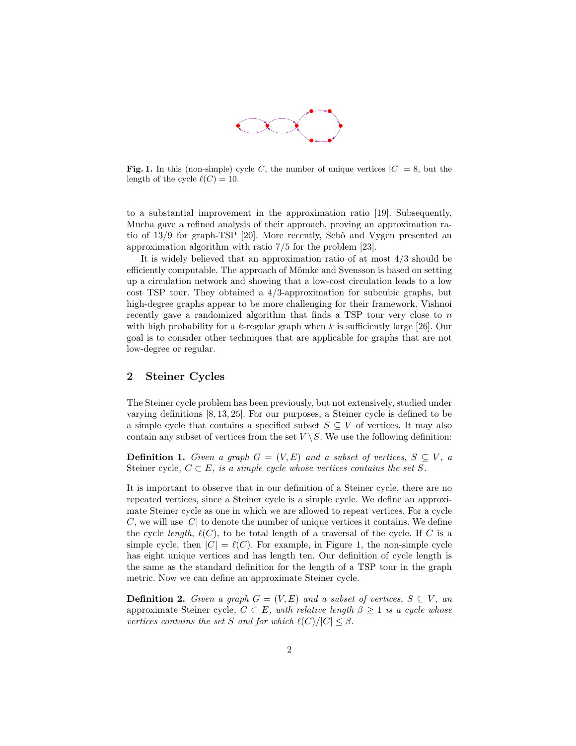**Fig. 1.** In this (non-simple) cycle $C$, the number of unique vertices $|C| = 8$, but the length of the cycle $\ell(C) = 10$.

to a substantial improvement in the approximation ratio [19]. Subsequently, Mucha gave a refined analysis of their approach, proving an approximation ratio of 13/9 for graph-TSP [20]. More recently, Sebő and Vygen presented an approximation algorithm with ratio 7/5 for the problem [23].

It is widely believed that an approximation ratio of at most 4/3 should be efficiently computable. The approach of Mömke and Svensson is based on setting up a circulation network and showing that a low-cost circulation leads to a low cost TSP tour. They obtained a 4/3-approximation for subcubic graphs, but high-degree graphs appear to be more challenging for their framework. Vishnoi recently gave a randomized algorithm that finds a TSP tour very close to $n$ with high probability for a $k$-regular graph when $k$ is sufficiently large [26]. Our goal is to consider other techniques that are applicable for graphs that are not low-degree or regular.

## 2 Steiner Cycles

The Steiner cycle problem has been previously, but not extensively, studied under varying definitions [8, 13, 25]. For our purposes, a Steiner cycle is defined to be a simple cycle that contains a specified subset $S \subseteq V$ of vertices. It may also contain any subset of vertices from the set $V \setminus S$. We use the following definition:

**Definition 1.** *Given a graph $G = (V, E)$ and a subset of vertices, $S \subseteq V$, a* Steiner cycle*, $C \subset E$, is a simple cycle whose vertices contains the set $S$.*

It is important to observe that in our definition of a Steiner cycle, there are no repeated vertices, since a Steiner cycle is a simple cycle. We define an approximate Steiner cycle as one in which we are allowed to repeat vertices. For a cycle $C$, we will use $|C|$ to denote the number of unique vertices it contains. We define the cycle *length*, $\ell(C)$, to be total length of a traversal of the cycle. If $C$ is a simple cycle, then $|C| = \ell(C)$. For example, in Figure 1, the non-simple cycle has eight unique vertices and has length ten. Our definition of cycle length is the same as the standard definition for the length of a TSP tour in the graph metric. Now we can define an approximate Steiner cycle.

**Definition 2.** *Given a graph $G = (V, E)$ and a subset of vertices, $S \subseteq V$, an* approximate Steiner cycle*, $C \subset E$, with relative length $\beta \geq 1$ is a cycle whose vertices contains the set $S$ and for which $\ell(C)/|C| \leq \beta$.*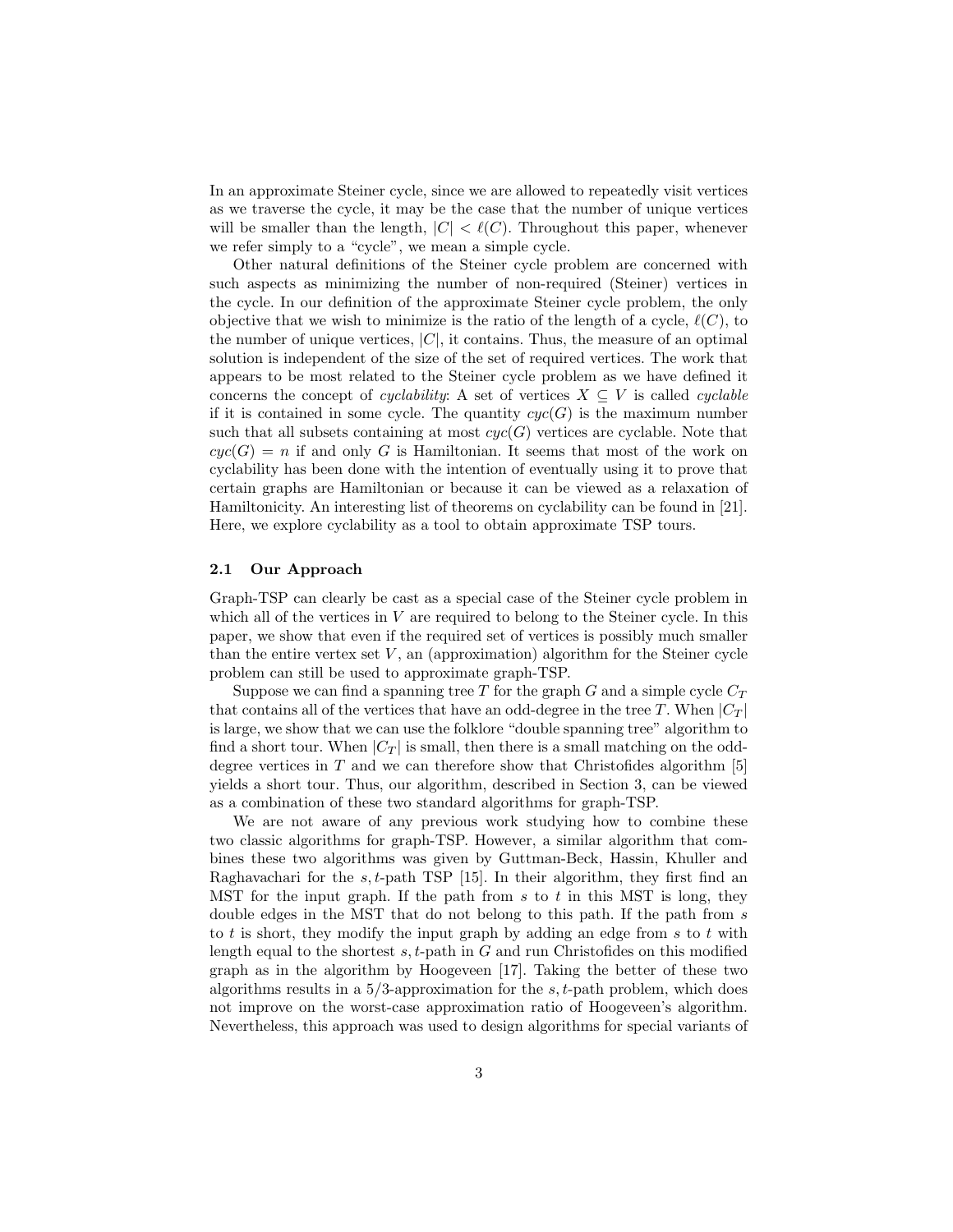In an approximate Steiner cycle, since we are allowed to repeatedly visit vertices as we traverse the cycle, it may be the case that the number of unique vertices will be smaller than the length, $|C| < \ell(C)$. Throughout this paper, whenever we refer simply to a "cycle", we mean a simple cycle.

Other natural definitions of the Steiner cycle problem are concerned with such aspects as minimizing the number of non-required (Steiner) vertices in the cycle. In our definition of the approximate Steiner cycle problem, the only objective that we wish to minimize is the ratio of the length of a cycle, $\ell(C)$, to the number of unique vertices, $|C|$, it contains. Thus, the measure of an optimal solution is independent of the size of the set of required vertices. The work that appears to be most related to the Steiner cycle problem as we have defined it concerns the concept of *cyclability*: A set of vertices $X \subseteq V$ is called *cyclable* if it is contained in some cycle. The quantity $cyc(G)$ is the maximum number such that all subsets containing at most $cyc(G)$ vertices are cyclable. Note that $cyc(G) = n$ if and only $G$ is Hamiltonian. It seems that most of the work on cyclability has been done with the intention of eventually using it to prove that certain graphs are Hamiltonian or because it can be viewed as a relaxation of Hamiltonicity. An interesting list of theorems on cyclability can be found in [21]. Here, we explore cyclability as a tool to obtain approximate TSP tours.

### 2.1 Our Approach

Graph-TSP can clearly be cast as a special case of the Steiner cycle problem in which all of the vertices in $V$ are required to belong to the Steiner cycle. In this paper, we show that even if the required set of vertices is possibly much smaller than the entire vertex set $V$, an (approximation) algorithm for the Steiner cycle problem can still be used to approximate graph-TSP.

Suppose we can find a spanning tree $T$ for the graph $G$ and a simple cycle $C_T$ that contains all of the vertices that have an odd-degree in the tree $T$. When $|C_T|$ is large, we show that we can use the folklore "double spanning tree" algorithm to find a short tour. When $|C_T|$ is small, then there is a small matching on the odd-degree vertices in $T$ and we can therefore show that Christofides algorithm [5] yields a short tour. Thus, our algorithm, described in Section 3, can be viewed as a combination of these two standard algorithms for graph-TSP.

We are not aware of any previous work studying how to combine these two classic algorithms for graph-TSP. However, a similar algorithm that combines these two algorithms was given by Guttman-Beck, Hassin, Khuller and Raghavachari for the $s,t$-path TSP [15]. In their algorithm, they first find an MST for the input graph. If the path from $s$ to $t$ in this MST is long, they double edges in the MST that do not belong to this path. If the path from $s$ to $t$ is short, they modify the input graph by adding an edge from $s$ to $t$ with length equal to the shortest $s,t$-path in $G$ and run Christofides on this modified graph as in the algorithm by Hoogeveen [17]. Taking the better of these two algorithms results in a 5/3-approximation for the $s,t$-path problem, which does not improve on the worst-case approximation ratio of Hoogeveen's algorithm. Nevertheless, this approach was used to design algorithms for special variants of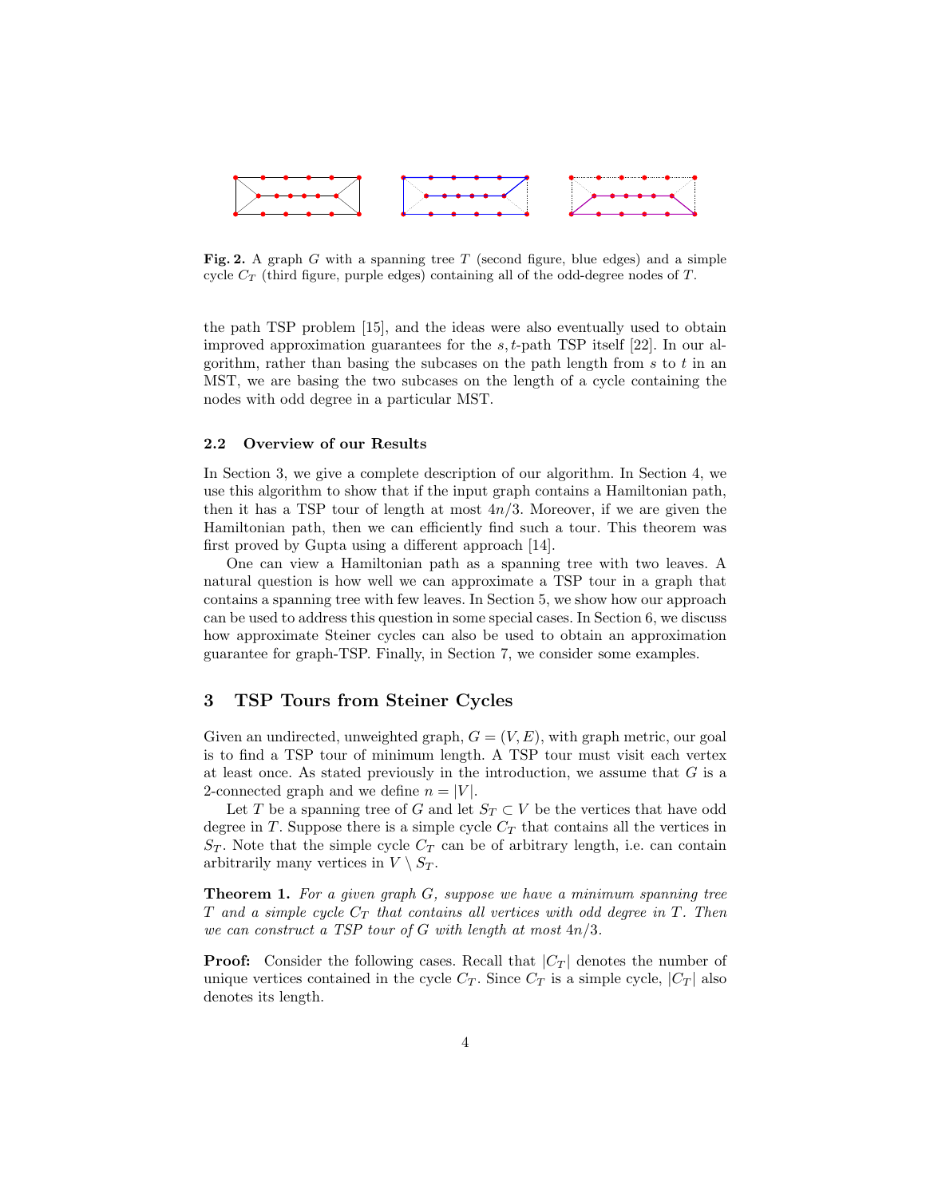**Fig. 2.** A graph $G$ with a spanning tree $T$ (second figure, blue edges) and a simple cycle $C_T$ (third figure, purple edges) containing all of the odd-degree nodes of $T$.

the path TSP problem [15], and the ideas were also eventually used to obtain improved approximation guarantees for the $s, t$-path TSP itself [22]. In our algorithm, rather than basing the subcases on the path length from $s$ to $t$ in an MST, we are basing the two subcases on the length of a cycle containing the nodes with odd degree in a particular MST.

### 2.2 Overview of our Results

In Section 3, we give a complete description of our algorithm. In Section 4, we use this algorithm to show that if the input graph contains a Hamiltonian path, then it has a TSP tour of length at most $4n/3$. Moreover, if we are given the Hamiltonian path, then we can efficiently find such a tour. This theorem was first proved by Gupta using a different approach [14].

One can view a Hamiltonian path as a spanning tree with two leaves. A natural question is how well we can approximate a TSP tour in a graph that contains a spanning tree with few leaves. In Section 5, we show how our approach can be used to address this question in some special cases. In Section 6, we discuss how approximate Steiner cycles can also be used to obtain an approximation guarantee for graph-TSP. Finally, in Section 7, we consider some examples.

## 3 TSP Tours from Steiner Cycles

Given an undirected, unweighted graph, $G = (V, E)$, with graph metric, our goal is to find a TSP tour of minimum length. A TSP tour must visit each vertex at least once. As stated previously in the introduction, we assume that $G$ is a 2-connected graph and we define $n = |V|$.

Let $T$ be a spanning tree of $G$ and let $S_T \subset V$ be the vertices that have odd degree in $T$. Suppose there is a simple cycle $C_T$ that contains all the vertices in $S_T$. Note that the simple cycle $C_T$ can be of arbitrary length, i.e. can contain arbitrarily many vertices in $V \setminus S_T$.

**Theorem 1.** *For a given graph $G$, suppose we have a minimum spanning tree $T$ and a simple cycle $C_T$ that contains all vertices with odd degree in $T$. Then we can construct a TSP tour of $G$ with length at most $4n/3$.*

**Proof:** Consider the following cases. Recall that $|C_T|$ denotes the number of unique vertices contained in the cycle $C_T$. Since $C_T$ is a simple cycle, $|C_T|$ also denotes its length.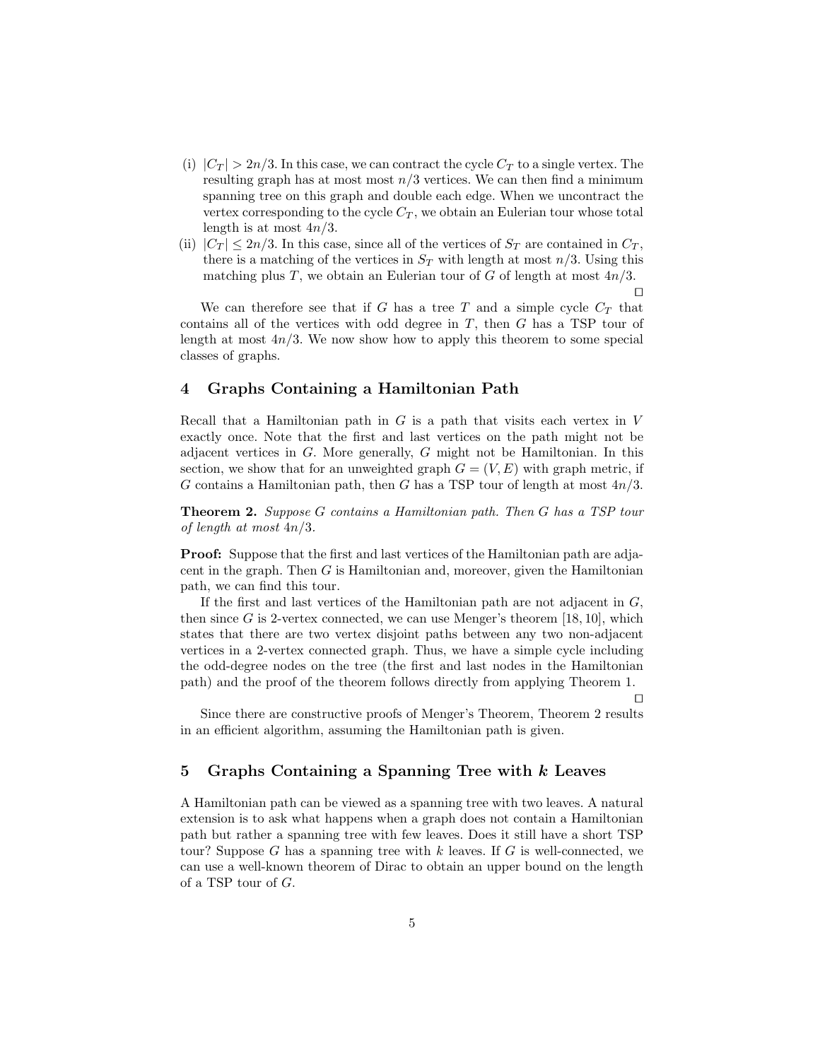(i) $|C_T| > 2n/3$. In this case, we can contract the cycle $C_T$ to a single vertex. The resulting graph has at most most $n/3$ vertices. We can then find a minimum spanning tree on this graph and double each edge. When we uncontract the vertex corresponding to the cycle $C_T$, we obtain an Eulerian tour whose total length is at most $4n/3$.

(ii) $|C_T| \leq 2n/3$. In this case, since all of the vertices of $S_T$ are contained in $C_T$, there is a matching of the vertices in $S_T$ with length at most $n/3$. Using this matching plus $T$, we obtain an Eulerian tour of $G$ of length at most $4n/3$.

□

We can therefore see that if $G$ has a tree $T$ and a simple cycle $C_T$ that contains all of the vertices with odd degree in $T$, then $G$ has a TSP tour of length at most $4n/3$. We now show how to apply this theorem to some special classes of graphs.

## 4 Graphs Containing a Hamiltonian Path

Recall that a Hamiltonian path in $G$ is a path that visits each vertex in $V$ exactly once. Note that the first and last vertices on the path might not be adjacent vertices in $G$. More generally, $G$ might not be Hamiltonian. In this section, we show that for an unweighted graph $G = (V, E)$ with graph metric, if $G$ contains a Hamiltonian path, then $G$ has a TSP tour of length at most $4n/3$.

**Theorem 2.** *Suppose $G$ contains a Hamiltonian path. Then $G$ has a TSP tour of length at most $4n/3$.*

**Proof:** Suppose that the first and last vertices of the Hamiltonian path are adjacent in the graph. Then $G$ is Hamiltonian and, moreover, given the Hamiltonian path, we can find this tour.

If the first and last vertices of the Hamiltonian path are not adjacent in $G$, then since $G$ is 2-vertex connected, we can use Menger's theorem [18, 10], which states that there are two vertex disjoint paths between any two non-adjacent vertices in a 2-vertex connected graph. Thus, we have a simple cycle including the odd-degree nodes on the tree (the first and last nodes in the Hamiltonian path) and the proof of the theorem follows directly from applying Theorem 1.

□

Since there are constructive proofs of Menger's Theorem, Theorem 2 results in an efficient algorithm, assuming the Hamiltonian path is given.

## 5 Graphs Containing a Spanning Tree with $k$ Leaves

A Hamiltonian path can be viewed as a spanning tree with two leaves. A natural extension is to ask what happens when a graph does not contain a Hamiltonian path but rather a spanning tree with few leaves. Does it still have a short TSP tour? Suppose $G$ has a spanning tree with $k$ leaves. If $G$ is well-connected, we can use a well-known theorem of Dirac to obtain an upper bound on the length of a TSP tour of $G$.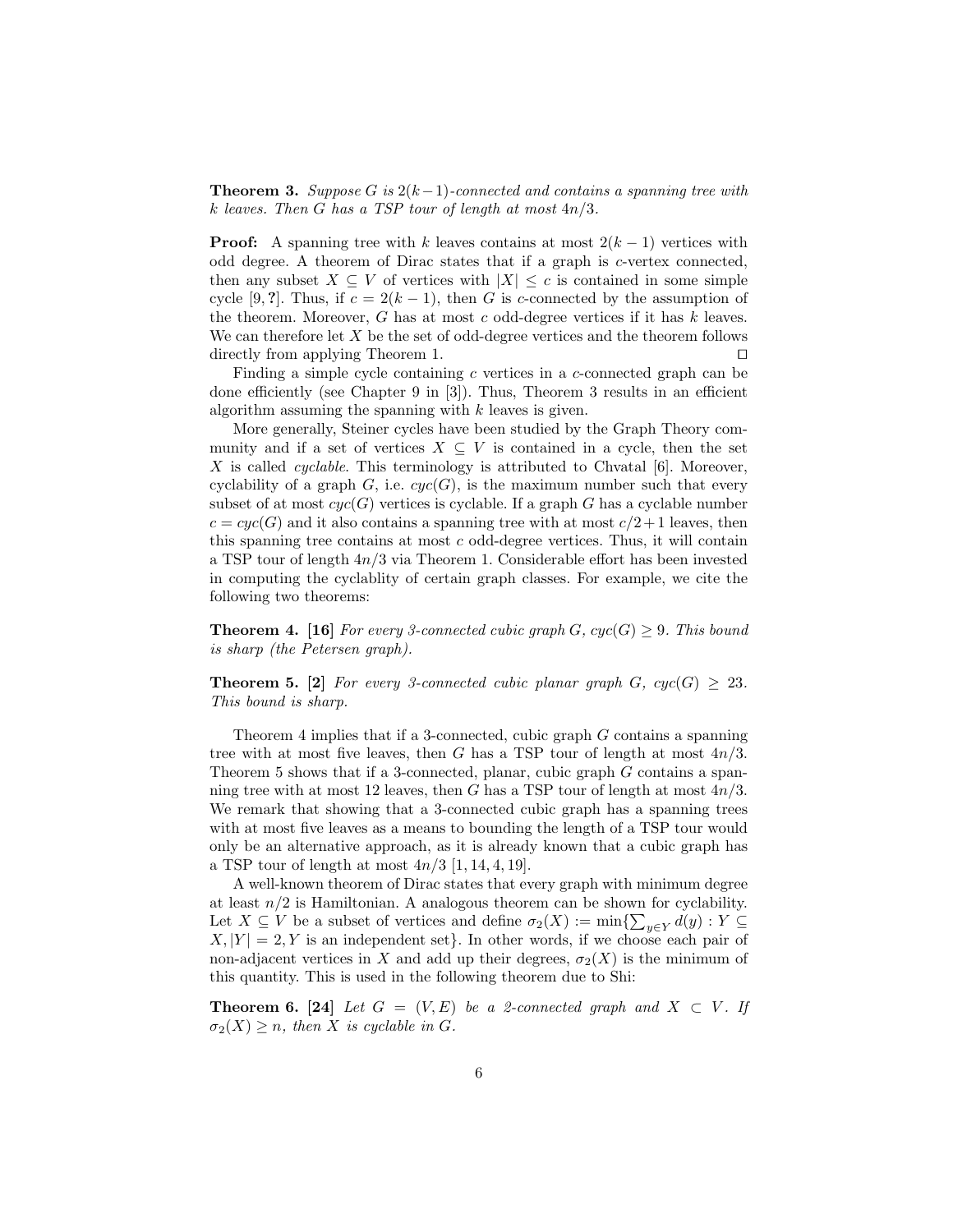**Theorem 3.** *Suppose $G$ is $2(k-1)$-connected and contains a spanning tree with $k$ leaves. Then $G$ has a TSP tour of length at most $4n/3$.*

**Proof:** A spanning tree with $k$ leaves contains at most $2(k-1)$ vertices with odd degree. A theorem of Dirac states that if a graph is $c$-vertex connected, then any subset $X \subseteq V$ of vertices with $|X| \leq c$ is contained in some simple cycle [9, ?]. Thus, if $c = 2(k-1)$, then $G$ is $c$-connected by the assumption of the theorem. Moreover, $G$ has at most $c$ odd-degree vertices if it has $k$ leaves. We can therefore let $X$ be the set of odd-degree vertices and the theorem follows directly from applying Theorem 1. □

Finding a simple cycle containing $c$ vertices in a $c$-connected graph can be done efficiently (see Chapter 9 in [3]). Thus, Theorem 3 results in an efficient algorithm assuming the spanning with $k$ leaves is given.

More generally, Steiner cycles have been studied by the Graph Theory community and if a set of vertices $X \subseteq V$ is contained in a cycle, then the set $X$ is called *cyclable*. This terminology is attributed to Chvatal [6]. Moreover, cyclability of a graph $G$, i.e. $cyc(G)$, is the maximum number such that every subset of at most $cyc(G)$ vertices is cyclable. If a graph $G$ has a cyclable number $c = cyc(G)$ and it also contains a spanning tree with at most $c/2+1$ leaves, then this spanning tree contains at most $c$ odd-degree vertices. Thus, it will contain a TSP tour of length $4n/3$ via Theorem 1. Considerable effort has been invested in computing the cyclablity of certain graph classes. For example, we cite the following two theorems:

**Theorem 4. [16]** *For every 3-connected cubic graph $G$, $cyc(G) \geq 9$. This bound is sharp (the Petersen graph).*

**Theorem 5. [2]** *For every 3-connected cubic planar graph $G$, $cyc(G) \geq 23$. This bound is sharp.*

Theorem 4 implies that if a 3-connected, cubic graph $G$ contains a spanning tree with at most five leaves, then $G$ has a TSP tour of length at most $4n/3$. Theorem 5 shows that if a 3-connected, planar, cubic graph $G$ contains a spanning tree with at most 12 leaves, then $G$ has a TSP tour of length at most $4n/3$. We remark that showing that a 3-connected cubic graph has a spanning trees with at most five leaves as a means to bounding the length of a TSP tour would only be an alternative approach, as it is already known that a cubic graph has a TSP tour of length at most $4n/3$ [1, 14, 4, 19].

A well-known theorem of Dirac states that every graph with minimum degree at least $n/2$ is Hamiltonian. A analogous theorem can be shown for cyclability. Let $X \subseteq V$ be a subset of vertices and define $\sigma_2(X) := \min\{\sum_{y \in Y} d(y) : Y \subseteq X, |Y| = 2, Y \text{ is an independent set}\}$. In other words, if we choose each pair of non-adjacent vertices in $X$ and add up their degrees, $\sigma_2(X)$ is the minimum of this quantity. This is used in the following theorem due to Shi:

**Theorem 6. [24]** *Let $G = (V, E)$ be a 2-connected graph and $X \subset V$. If $\sigma_2(X) \geq n$, then $X$ is cyclable in $G$.*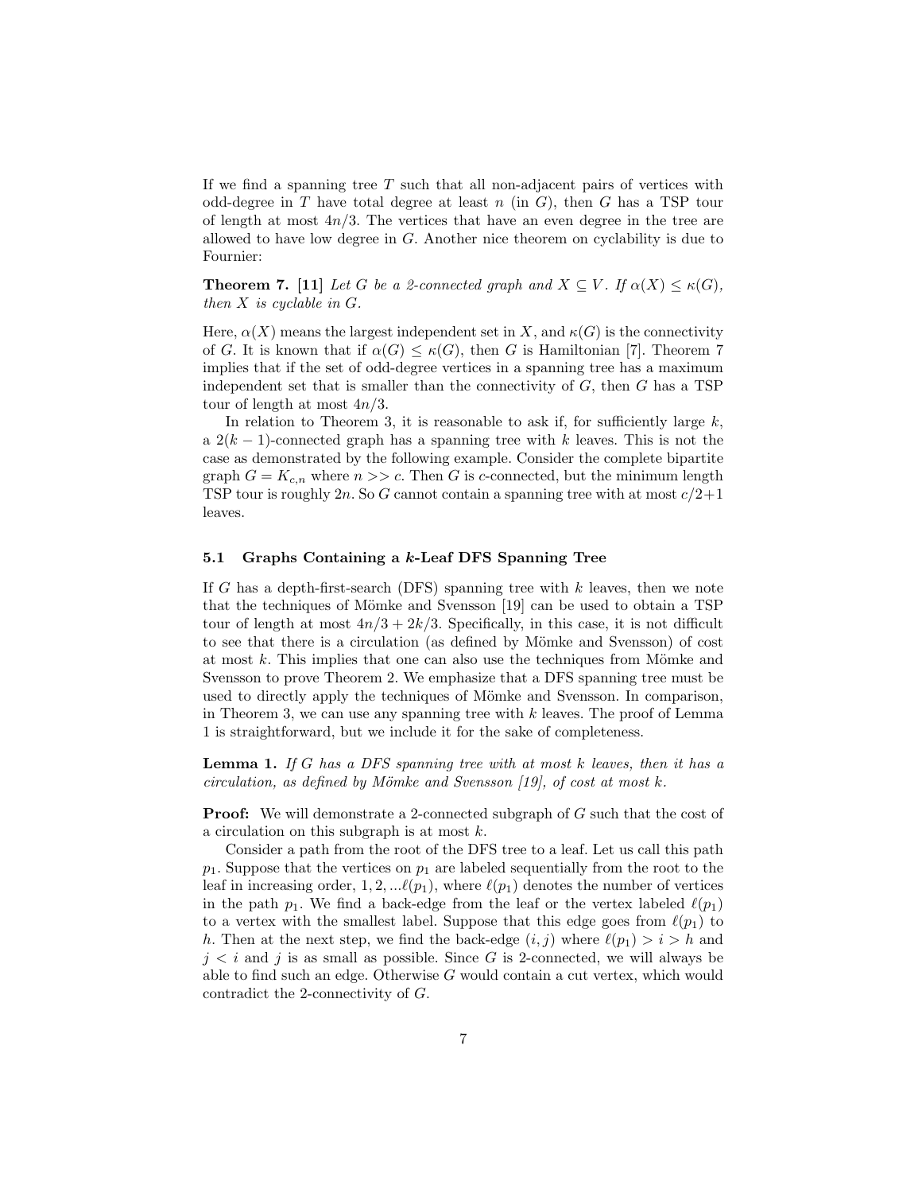If we find a spanning tree $T$ such that all non-adjacent pairs of vertices with odd-degree in $T$ have total degree at least $n$ (in $G$), then $G$ has a TSP tour of length at most $4n/3$. The vertices that have an even degree in the tree are allowed to have low degree in $G$. Another nice theorem on cyclability is due to Fournier:

**Theorem 7.** **[11]** *Let $G$ be a 2-connected graph and $X \subseteq V$. If $\alpha(X) \leq \kappa(G)$, then $X$ is cyclable in $G$.*

Here, $\alpha(X)$ means the largest independent set in $X$, and $\kappa(G)$ is the connectivity of $G$. It is known that if $\alpha(G) \leq \kappa(G)$, then $G$ is Hamiltonian [7]. Theorem 7 implies that if the set of odd-degree vertices in a spanning tree has a maximum independent set that is smaller than the connectivity of $G$, then $G$ has a TSP tour of length at most $4n/3$.

In relation to Theorem 3, it is reasonable to ask if, for sufficiently large $k$, a $2(k-1)$-connected graph has a spanning tree with $k$ leaves. This is not the case as demonstrated by the following example. Consider the complete bipartite graph $G = K_{c,n}$ where $n >> c$. Then $G$ is $c$-connected, but the minimum length TSP tour is roughly $2n$. So $G$ cannot contain a spanning tree with at most $c/2+1$ leaves.

### 5.1 Graphs Containing a $k$-Leaf DFS Spanning Tree

If $G$ has a depth-first-search (DFS) spanning tree with $k$ leaves, then we note that the techniques of Mömke and Svensson [19] can be used to obtain a TSP tour of length at most $4n/3 + 2k/3$. Specifically, in this case, it is not difficult to see that there is a circulation (as defined by Mömke and Svensson) of cost at most $k$. This implies that one can also use the techniques from Mömke and Svensson to prove Theorem 2. We emphasize that a DFS spanning tree must be used to directly apply the techniques of Mömke and Svensson. In comparison, in Theorem 3, we can use any spanning tree with $k$ leaves. The proof of Lemma 1 is straightforward, but we include it for the sake of completeness.

**Lemma 1.** *If $G$ has a DFS spanning tree with at most $k$ leaves, then it has a circulation, as defined by Mömke and Svensson [19], of cost at most $k$.*

**Proof:** We will demonstrate a 2-connected subgraph of $G$ such that the cost of a circulation on this subgraph is at most $k$.

Consider a path from the root of the DFS tree to a leaf. Let us call this path $p_1$. Suppose that the vertices on $p_1$ are labeled sequentially from the root to the leaf in increasing order, $1, 2, ...\ell(p_1)$, where $\ell(p_1)$ denotes the number of vertices in the path $p_1$. We find a back-edge from the leaf or the vertex labeled $\ell(p_1)$ to a vertex with the smallest label. Suppose that this edge goes from $\ell(p_1)$ to $h$. Then at the next step, we find the back-edge $(i, j)$ where $\ell(p_1) > i > h$ and $j < i$ and $j$ is as small as possible. Since $G$ is 2-connected, we will always be able to find such an edge. Otherwise $G$ would contain a cut vertex, which would contradict the 2-connectivity of $G$.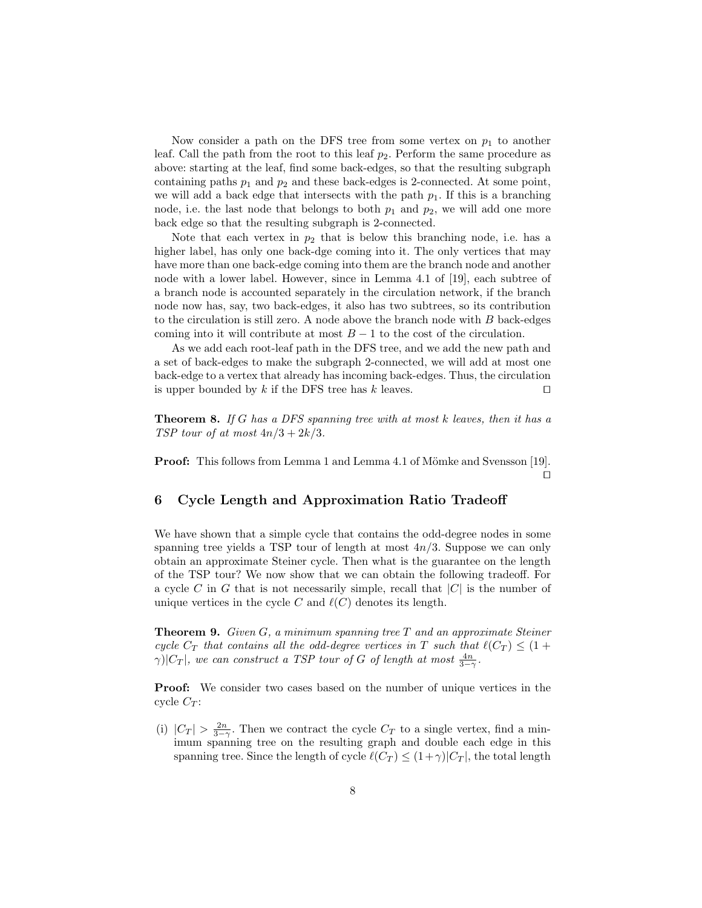Now consider a path on the DFS tree from some vertex on $p_1$ to another leaf. Call the path from the root to this leaf $p_2$. Perform the same procedure as above: starting at the leaf, find some back-edges, so that the resulting subgraph containing paths $p_1$ and $p_2$ and these back-edges is 2-connected. At some point, we will add a back edge that intersects with the path $p_1$. If this is a branching node, i.e. the last node that belongs to both $p_1$ and $p_2$, we will add one more back edge so that the resulting subgraph is 2-connected.

Note that each vertex in $p_2$ that is below this branching node, i.e. has a higher label, has only one back-dge coming into it. The only vertices that may have more than one back-edge coming into them are the branch node and another node with a lower label. However, since in Lemma 4.1 of [19], each subtree of a branch node is accounted separately in the circulation network, if the branch node now has, say, two back-edges, it also has two subtrees, so its contribution to the circulation is still zero. A node above the branch node with $B$ back-edges coming into it will contribute at most $B-1$ to the cost of the circulation.

As we add each root-leaf path in the DFS tree, and we add the new path and a set of back-edges to make the subgraph 2-connected, we will add at most one back-edge to a vertex that already has incoming back-edges. Thus, the circulation is upper bounded by $k$ if the DFS tree has $k$ leaves. $\square$

**Theorem 8.** *If $G$ has a DFS spanning tree with at most $k$ leaves, then it has a TSP tour of at most $4n/3 + 2k/3$.*

**Proof:** This follows from Lemma 1 and Lemma 4.1 of Mömke and Svensson [19]. $\square$

## 6 Cycle Length and Approximation Ratio Tradeoff

We have shown that a simple cycle that contains the odd-degree nodes in some spanning tree yields a TSP tour of length at most $4n/3$. Suppose we can only obtain an approximate Steiner cycle. Then what is the guarantee on the length of the TSP tour? We now show that we can obtain the following tradeoff. For a cycle $C$ in $G$ that is not necessarily simple, recall that $|C|$ is the number of unique vertices in the cycle $C$ and $\ell(C)$ denotes its length.

**Theorem 9.** *Given $G$, a minimum spanning tree $T$ and an approximate Steiner cycle $C_T$ that contains all the odd-degree vertices in $T$ such that $\ell(C_T) \leq (1+\gamma)|C_T|$, we can construct a TSP tour of $G$ of length at most $\frac{4n}{3-\gamma}$.*

**Proof:** We consider two cases based on the number of unique vertices in the cycle $C_T$:

(i) $|C_T| > \frac{2n}{3-\gamma}$. Then we contract the cycle $C_T$ to a single vertex, find a minimum spanning tree on the resulting graph and double each edge in this spanning tree. Since the length of cycle $\ell(C_T) \leq (1+\gamma)|C_T|$, the total length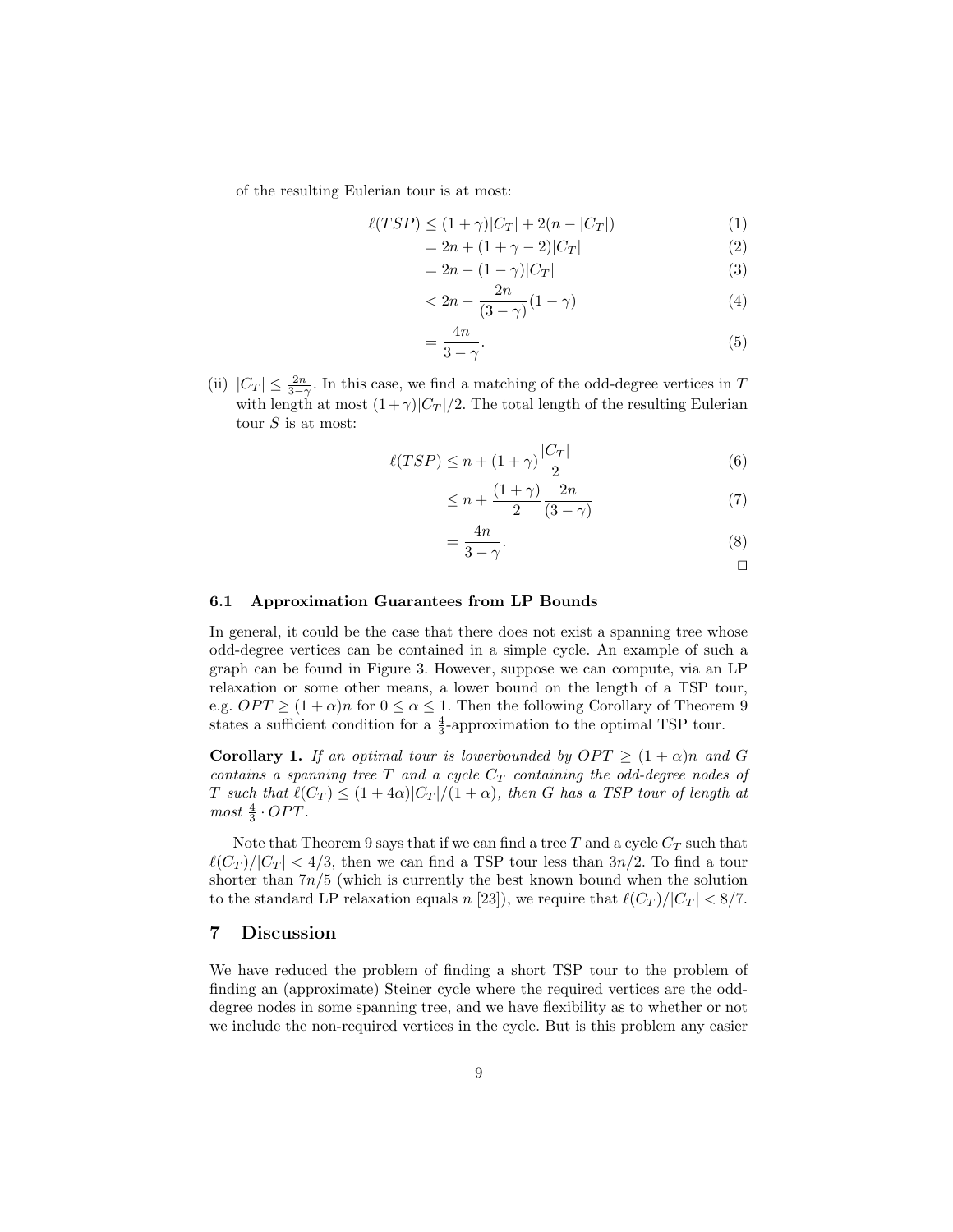of the resulting Eulerian tour is at most:

$$
\begin{aligned}
\ell(TSP) &\leq (1+\gamma)|C_T| + 2(n - |C_T|) && (1)\\
&= 2n + (1+\gamma-2)|C_T| && (2)\\
&= 2n - (1-\gamma)|C_T| && (3)\\
&< 2n - \frac{2n}{(3-\gamma)}(1-\gamma) && (4)\\
&= \frac{4n}{3-\gamma}. && (5)
\end{aligned}
$$

(ii) $|C_T| \leq \frac{2n}{3-\gamma}$. In this case, we find a matching of the odd-degree vertices in $T$ with length at most $(1+\gamma)|C_T|/2$. The total length of the resulting Eulerian tour $S$ is at most:

$$
\begin{aligned}
\ell(TSP) &\leq n + (1+\gamma)\frac{|C_T|}{2} && (6)\\
&\leq n + \frac{(1+\gamma)}{2}\frac{2n}{(3-\gamma)} && (7)\\
&= \frac{4n}{3-\gamma}. && (8)
\end{aligned}
$$

□

### 6.1 Approximation Guarantees from LP Bounds

In general, it could be the case that there does not exist a spanning tree whose odd-degree vertices can be contained in a simple cycle. An example of such a graph can be found in Figure 3. However, suppose we can compute, via an LP relaxation or some other means, a lower bound on the length of a TSP tour, e.g. $OPT \geq (1+\alpha)n$ for $0 \leq \alpha \leq 1$. Then the following Corollary of Theorem 9 states a sufficient condition for a $\frac{4}{3}$-approximation to the optimal TSP tour.

**Corollary 1.** *If an optimal tour is lowerbounded by $OPT \geq (1+\alpha)n$ and $G$ contains a spanning tree $T$ and a cycle $C_T$ containing the odd-degree nodes of $T$ such that $\ell(C_T) \leq (1+4\alpha)|C_T|/(1+\alpha)$, then $G$ has a TSP tour of length at most $\frac{4}{3} \cdot OPT$.*

Note that Theorem 9 says that if we can find a tree $T$ and a cycle $C_T$ such that $\ell(C_T)/|C_T| < 4/3$, then we can find a TSP tour less than $3n/2$. To find a tour shorter than $7n/5$ (which is currently the best known bound when the solution to the standard LP relaxation equals $n$ [23]), we require that $\ell(C_T)/|C_T| < 8/7$.

## 7 Discussion

We have reduced the problem of finding a short TSP tour to the problem of finding an (approximate) Steiner cycle where the required vertices are the odd-degree nodes in some spanning tree, and we have flexibility as to whether or not we include the non-required vertices in the cycle. But is this problem any easier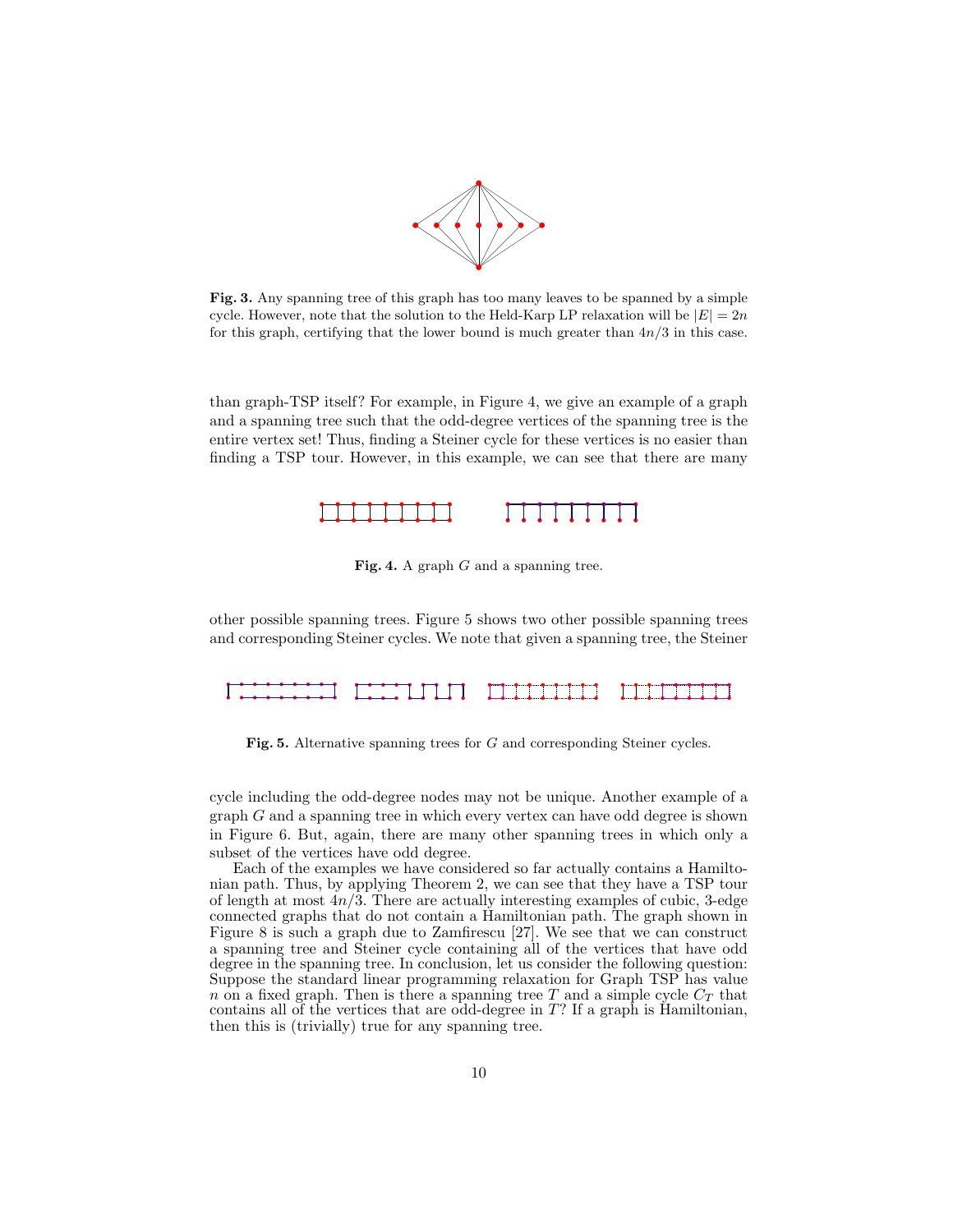**Fig. 3.** Any spanning tree of this graph has too many leaves to be spanned by a simple cycle. However, note that the solution to the Held-Karp LP relaxation will be $|E| = 2n$ for this graph, certifying that the lower bound is much greater than $4n/3$ in this case.

than graph-TSP itself? For example, in Figure 4, we give an example of a graph and a spanning tree such that the odd-degree vertices of the spanning tree is the entire vertex set! Thus, finding a Steiner cycle for these vertices is no easier than finding a TSP tour. However, in this example, we can see that there are many

**Fig. 4.** A graph $G$ and a spanning tree.

other possible spanning trees. Figure 5 shows two other possible spanning trees and corresponding Steiner cycles. We note that given a spanning tree, the Steiner

**Fig. 5.** Alternative spanning trees for $G$ and corresponding Steiner cycles.

cycle including the odd-degree nodes may not be unique. Another example of a graph $G$ and a spanning tree in which every vertex can have odd degree is shown in Figure 6. But, again, there are many other spanning trees in which only a subset of the vertices have odd degree.

Each of the examples we have considered so far actually contains a Hamiltonian path. Thus, by applying Theorem 2, we can see that they have a TSP tour of length at most $4n/3$. There are actually interesting examples of cubic, 3-edge connected graphs that do not contain a Hamiltonian path. The graph shown in Figure 8 is such a graph due to Zamfirescu [27]. We see that we can construct a spanning tree and Steiner cycle containing all of the vertices that have odd degree in the spanning tree. In conclusion, let us consider the following question: Suppose the standard linear programming relaxation for Graph TSP has value $n$ on a fixed graph. Then is there a spanning tree $T$ and a simple cycle $C_T$ that contains all of the vertices that are odd-degree in $T$? If a graph is Hamiltonian, then this is (trivially) true for any spanning tree.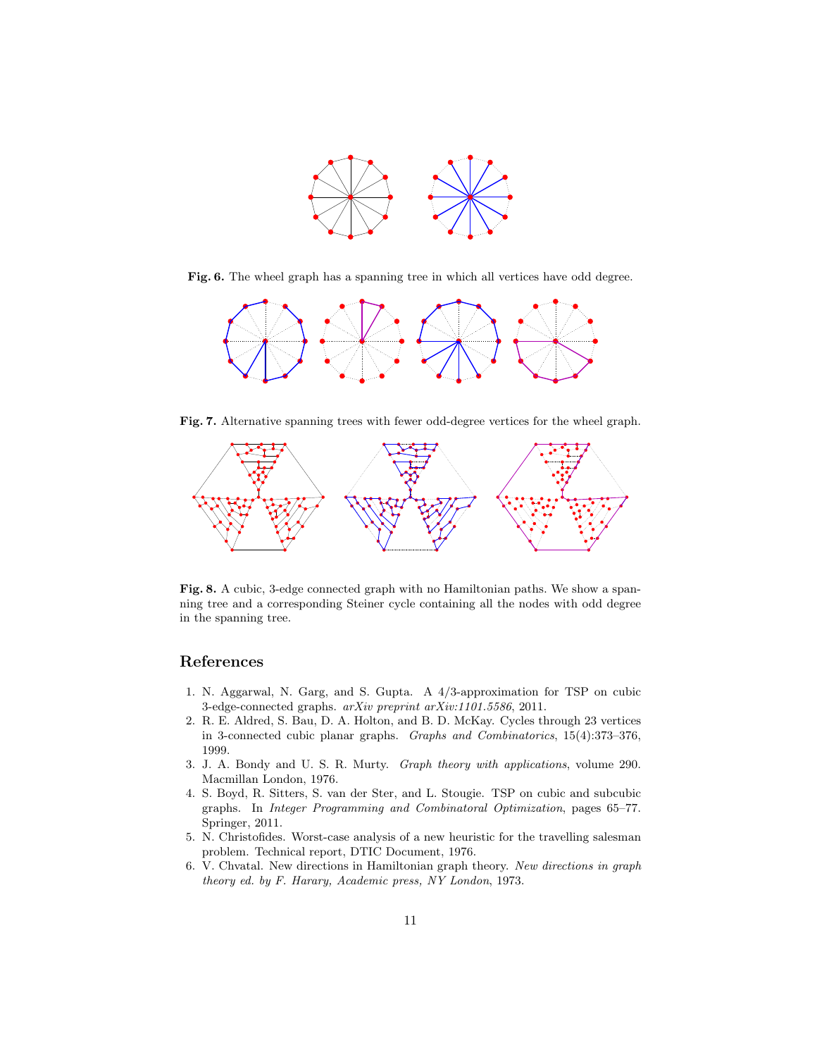**Fig. 6.** The wheel graph has a spanning tree in which all vertices have odd degree.

**Fig. 7.** Alternative spanning trees with fewer odd-degree vertices for the wheel graph.

**Fig. 8.** A cubic, 3-edge connected graph with no Hamiltonian paths. We show a spanning tree and a corresponding Steiner cycle containing all the nodes with odd degree in the spanning tree.

## References

1. N. Aggarwal, N. Garg, and S. Gupta. A 4/3-approximation for TSP on cubic 3-edge-connected graphs. *arXiv preprint arXiv:1101.5586*, 2011.
2. R. E. Aldred, S. Bau, D. A. Holton, and B. D. McKay. Cycles through 23 vertices in 3-connected cubic planar graphs. *Graphs and Combinatorics*, 15(4):373–376, 1999.
3. J. A. Bondy and U. S. R. Murty. *Graph theory with applications*, volume 290. Macmillan London, 1976.
4. S. Boyd, R. Sitters, S. van der Ster, and L. Stougie. TSP on cubic and subcubic graphs. In *Integer Programming and Combinatoral Optimization*, pages 65–77. Springer, 2011.
5. N. Christofides. Worst-case analysis of a new heuristic for the travelling salesman problem. Technical report, DTIC Document, 1976.
6. V. Chvatal. New directions in Hamiltonian graph theory. *New directions in graph theory ed. by F. Harary, Academic press, NY London*, 1973.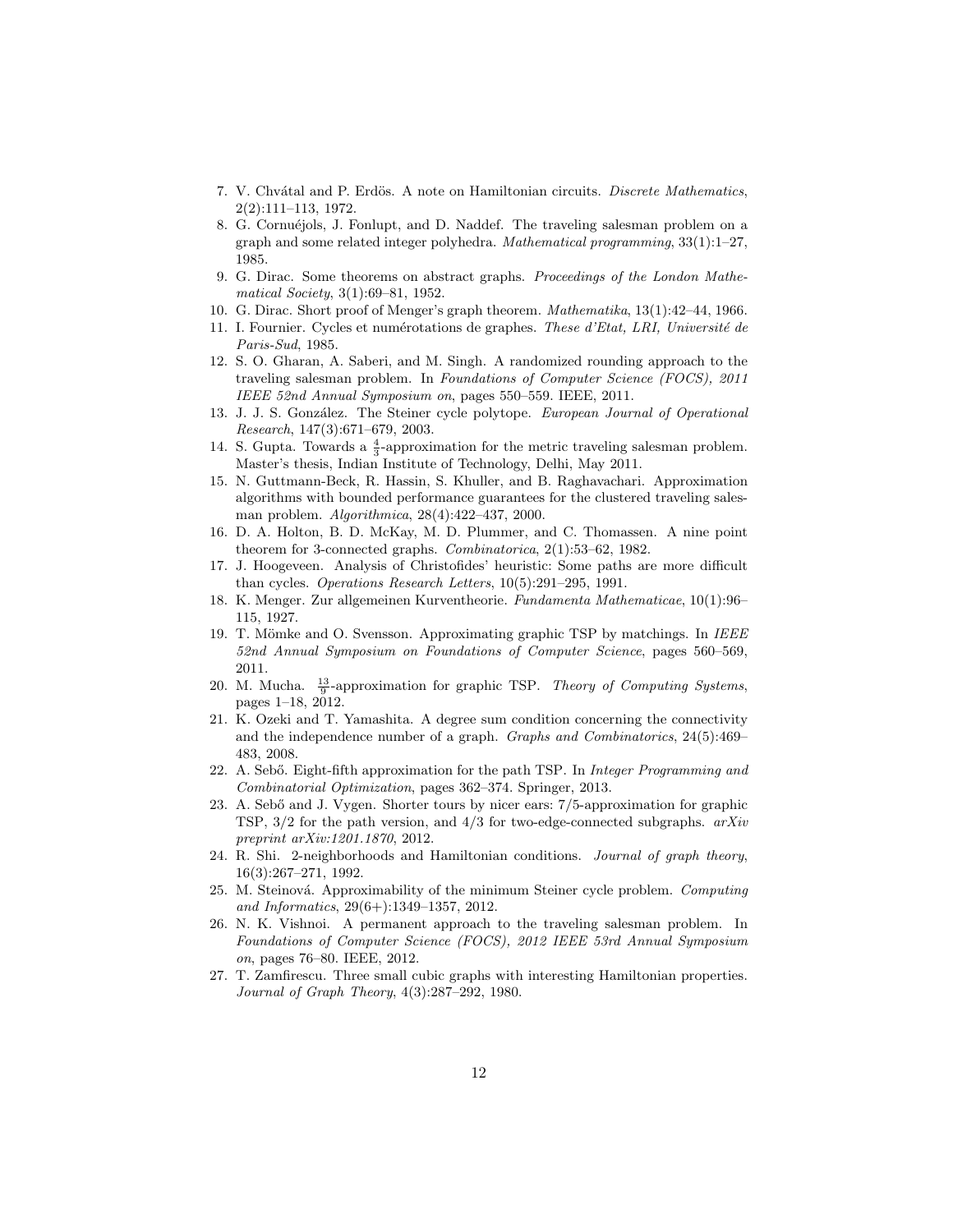7. V. Chvátal and P. Erdös. A note on Hamiltonian circuits. *Discrete Mathematics*, 2(2):111–113, 1972.
8. G. Cornuéjols, J. Fonlupt, and D. Naddef. The traveling salesman problem on a graph and some related integer polyhedra. *Mathematical programming*, 33(1):1–27, 1985.
9. G. Dirac. Some theorems on abstract graphs. *Proceedings of the London Mathematical Society*, 3(1):69–81, 1952.
10. G. Dirac. Short proof of Menger's graph theorem. *Mathematika*, 13(1):42–44, 1966.
11. I. Fournier. Cycles et numérotations de graphes. *These d'Etat, LRI, Université de Paris-Sud*, 1985.
12. S. O. Gharan, A. Saberi, and M. Singh. A randomized rounding approach to the traveling salesman problem. In *Foundations of Computer Science (FOCS), 2011 IEEE 52nd Annual Symposium on*, pages 550–559. IEEE, 2011.
13. J. J. S. González. The Steiner cycle polytope. *European Journal of Operational Research*, 147(3):671–679, 2003.
14. S. Gupta. Towards a $\frac{4}{3}$-approximation for the metric traveling salesman problem. Master's thesis, Indian Institute of Technology, Delhi, May 2011.
15. N. Guttmann-Beck, R. Hassin, S. Khuller, and B. Raghavachari. Approximation algorithms with bounded performance guarantees for the clustered traveling salesman problem. *Algorithmica*, 28(4):422–437, 2000.
16. D. A. Holton, B. D. McKay, M. D. Plummer, and C. Thomassen. A nine point theorem for 3-connected graphs. *Combinatorica*, 2(1):53–62, 1982.
17. J. Hoogeveen. Analysis of Christofides' heuristic: Some paths are more difficult than cycles. *Operations Research Letters*, 10(5):291–295, 1991.
18. K. Menger. Zur allgemeinen Kurventheorie. *Fundamenta Mathematicae*, 10(1):96–115, 1927.
19. T. Mömke and O. Svensson. Approximating graphic TSP by matchings. In *IEEE 52nd Annual Symposium on Foundations of Computer Science*, pages 560–569, 2011.
20. M. Mucha. $\frac{13}{9}$-approximation for graphic TSP. *Theory of Computing Systems*, pages 1–18, 2012.
21. K. Ozeki and T. Yamashita. A degree sum condition concerning the connectivity and the independence number of a graph. *Graphs and Combinatorics*, 24(5):469–483, 2008.
22. A. Sebő. Eight-fifth approximation for the path TSP. In *Integer Programming and Combinatorial Optimization*, pages 362–374. Springer, 2013.
23. A. Sebő and J. Vygen. Shorter tours by nicer ears: 7/5-approximation for graphic TSP, 3/2 for the path version, and 4/3 for two-edge-connected subgraphs. *arXiv preprint arXiv:1201.1870*, 2012.
24. R. Shi. 2-neighborhoods and Hamiltonian conditions. *Journal of graph theory*, 16(3):267–271, 1992.
25. M. Steinová. Approximability of the minimum Steiner cycle problem. *Computing and Informatics*, 29(6+):1349–1357, 2012.
26. N. K. Vishnoi. A permanent approach to the traveling salesman problem. In *Foundations of Computer Science (FOCS), 2012 IEEE 53rd Annual Symposium on*, pages 76–80. IEEE, 2012.
27. T. Zamfirescu. Three small cubic graphs with interesting Hamiltonian properties. *Journal of Graph Theory*, 4(3):287–292, 1980.